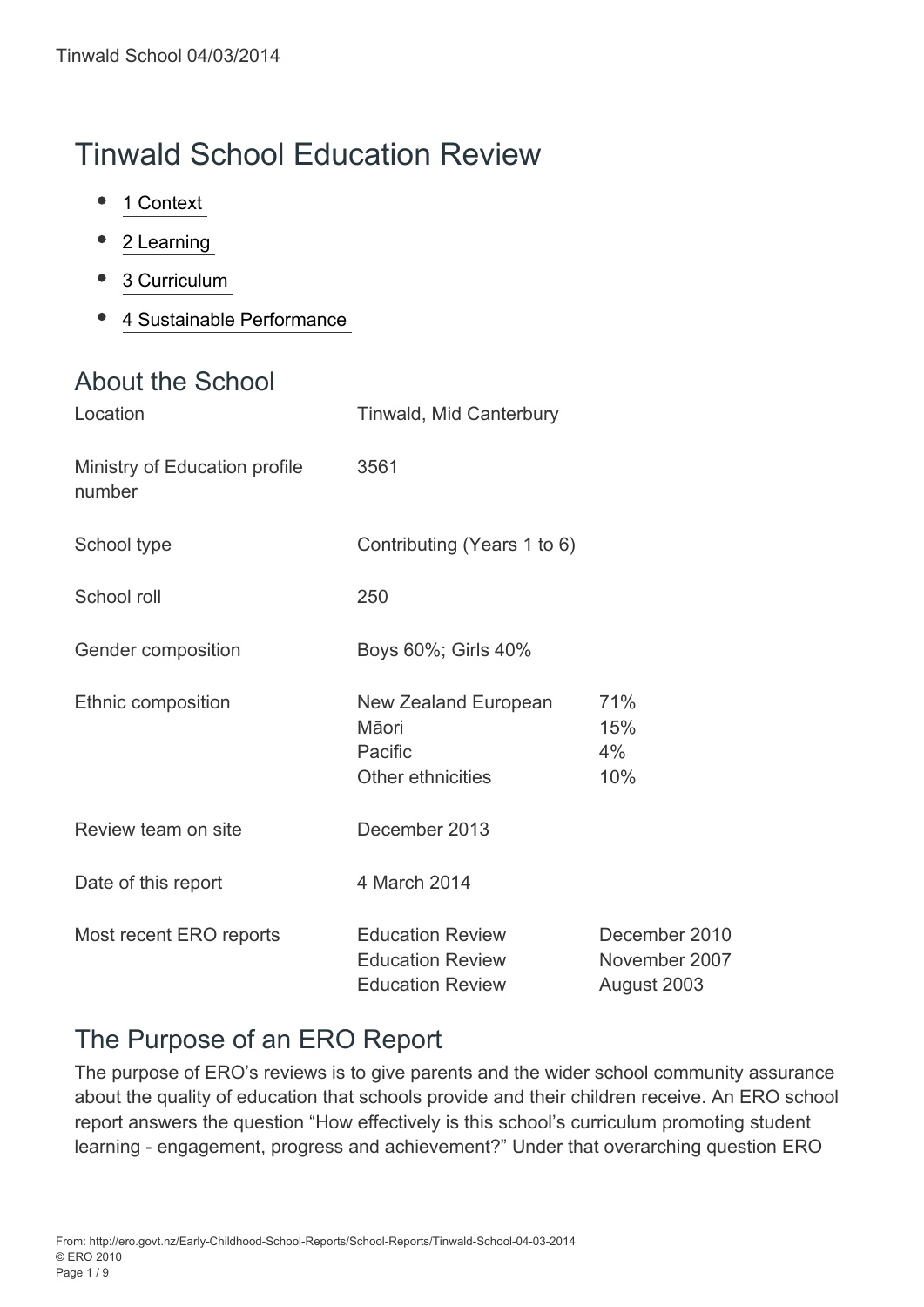// Tinwald School 04/03/2014

# Tinwald School Education Review

- 1 Context
- 2 Learning
- 3 Curriculum
- 4 Sustainable Performance

## About the School

| | | |
|---|---|---|
| Location | Tinwald, Mid Canterbury | |
| Ministry of Education profile number | 3561 | |
| School type | Contributing (Years 1 to 6) | |
| School roll | 250 | |
| Gender composition | Boys 60%; Girls 40% | |
| Ethnic composition | New Zealand European | 71% |
| | Māori | 15% |
| | Pacific | 4% |
| | Other ethnicities | 10% |
| Review team on site | December 2013 | |
| Date of this report | 4 March 2014 | |
| Most recent ERO reports | Education Review | December 2010 |
| | Education Review | November 2007 |
| | Education Review | August 2003 |

## The Purpose of an ERO Report

The purpose of ERO's reviews is to give parents and the wider school community assurance about the quality of education that schools provide and their children receive. An ERO school report answers the question "How effectively is this school's curriculum promoting student learning - engagement, progress and achievement?" Under that overarching question ERO

From: http://ero.govt.nz/Early-Childhood-School-Reports/School-Reports/Tinwald-School-04-03-2014
© ERO 2010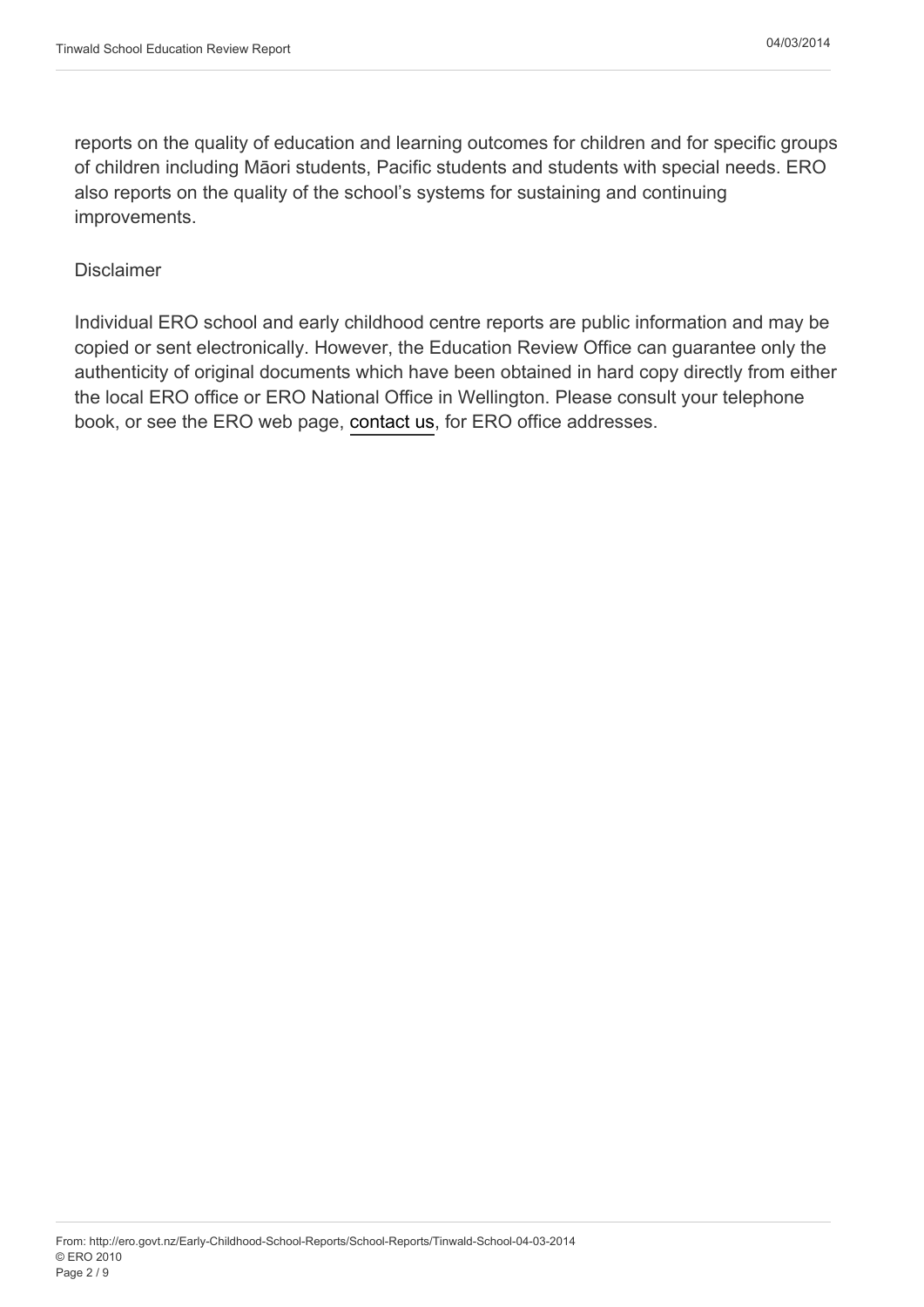reports on the quality of education and learning outcomes for children and for specific groups of children including Māori students, Pacific students and students with special needs. ERO also reports on the quality of the school's systems for sustaining and continuing improvements.

Disclaimer

Individual ERO school and early childhood centre reports are public information and may be copied or sent electronically. However, the Education Review Office can guarantee only the authenticity of original documents which have been obtained in hard copy directly from either the local ERO office or ERO National Office in Wellington. Please consult your telephone book, or see the ERO web page, contact us, for ERO office addresses.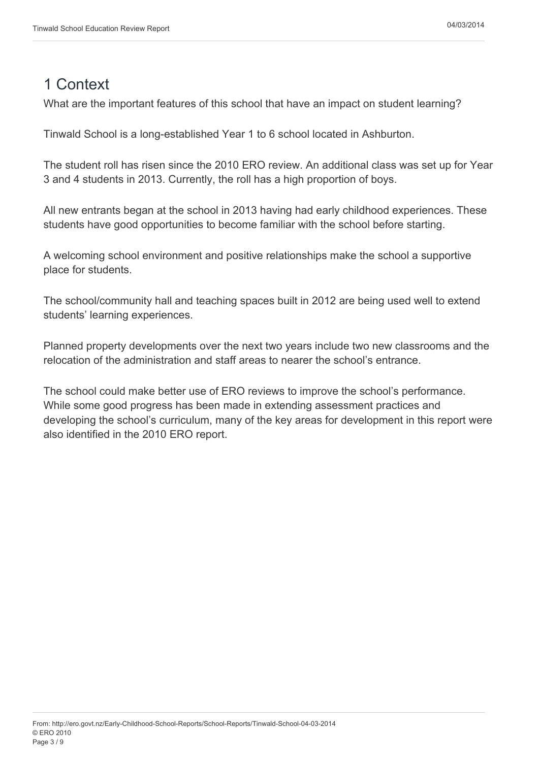# 1 Context

What are the important features of this school that have an impact on student learning?

Tinwald School is a long-established Year 1 to 6 school located in Ashburton.

The student roll has risen since the 2010 ERO review. An additional class was set up for Year 3 and 4 students in 2013. Currently, the roll has a high proportion of boys.

All new entrants began at the school in 2013 having had early childhood experiences. These students have good opportunities to become familiar with the school before starting.

A welcoming school environment and positive relationships make the school a supportive place for students.

The school/community hall and teaching spaces built in 2012 are being used well to extend students' learning experiences.

Planned property developments over the next two years include two new classrooms and the relocation of the administration and staff areas to nearer the school's entrance.

The school could make better use of ERO reviews to improve the school's performance. While some good progress has been made in extending assessment practices and developing the school's curriculum, many of the key areas for development in this report were also identified in the 2010 ERO report.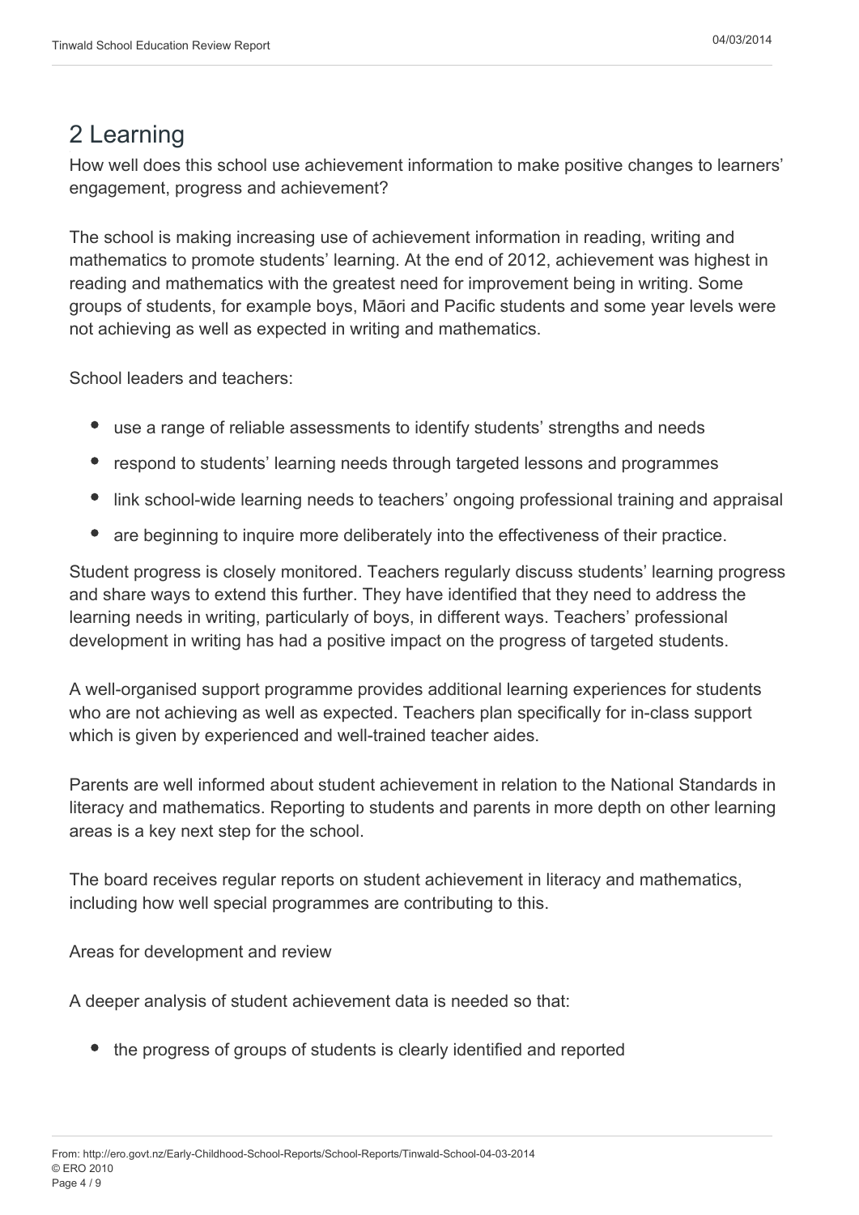## 2 Learning

How well does this school use achievement information to make positive changes to learners' engagement, progress and achievement?

The school is making increasing use of achievement information in reading, writing and mathematics to promote students' learning. At the end of 2012, achievement was highest in reading and mathematics with the greatest need for improvement being in writing. Some groups of students, for example boys, Māori and Pacific students and some year levels were not achieving as well as expected in writing and mathematics.

School leaders and teachers:

- use a range of reliable assessments to identify students' strengths and needs
- respond to students' learning needs through targeted lessons and programmes
- link school-wide learning needs to teachers' ongoing professional training and appraisal
- are beginning to inquire more deliberately into the effectiveness of their practice.

Student progress is closely monitored. Teachers regularly discuss students' learning progress and share ways to extend this further. They have identified that they need to address the learning needs in writing, particularly of boys, in different ways. Teachers' professional development in writing has had a positive impact on the progress of targeted students.

A well-organised support programme provides additional learning experiences for students who are not achieving as well as expected. Teachers plan specifically for in-class support which is given by experienced and well-trained teacher aides.

Parents are well informed about student achievement in relation to the National Standards in literacy and mathematics. Reporting to students and parents in more depth on other learning areas is a key next step for the school.

The board receives regular reports on student achievement in literacy and mathematics, including how well special programmes are contributing to this.

Areas for development and review

A deeper analysis of student achievement data is needed so that:

- the progress of groups of students is clearly identified and reported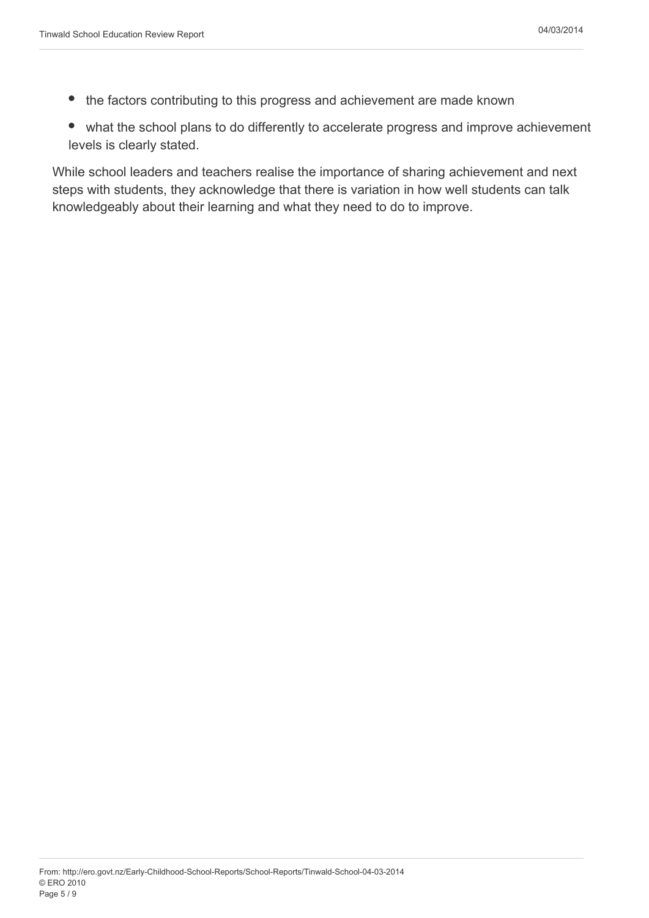- the factors contributing to this progress and achievement are made known
- what the school plans to do differently to accelerate progress and improve achievement levels is clearly stated.

While school leaders and teachers realise the importance of sharing achievement and next steps with students, they acknowledge that there is variation in how well students can talk knowledgeably about their learning and what they need to do to improve.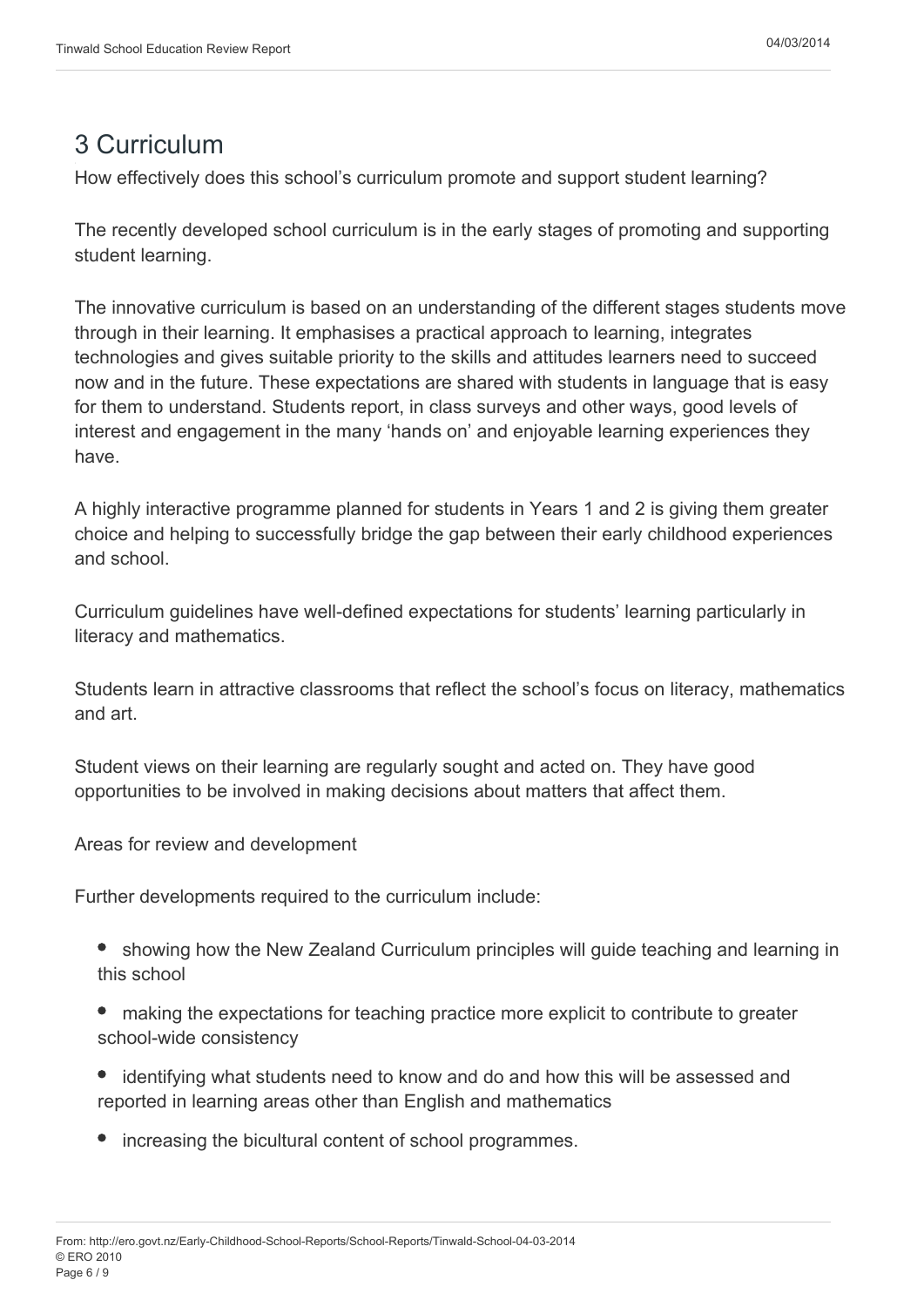## 3 Curriculum

How effectively does this school's curriculum promote and support student learning?

The recently developed school curriculum is in the early stages of promoting and supporting student learning.

The innovative curriculum is based on an understanding of the different stages students move through in their learning. It emphasises a practical approach to learning, integrates technologies and gives suitable priority to the skills and attitudes learners need to succeed now and in the future. These expectations are shared with students in language that is easy for them to understand. Students report, in class surveys and other ways, good levels of interest and engagement in the many 'hands on' and enjoyable learning experiences they have.

A highly interactive programme planned for students in Years 1 and 2 is giving them greater choice and helping to successfully bridge the gap between their early childhood experiences and school.

Curriculum guidelines have well-defined expectations for students' learning particularly in literacy and mathematics.

Students learn in attractive classrooms that reflect the school's focus on literacy, mathematics and art.

Student views on their learning are regularly sought and acted on. They have good opportunities to be involved in making decisions about matters that affect them.

Areas for review and development

Further developments required to the curriculum include:

- showing how the New Zealand Curriculum principles will guide teaching and learning in this school
- making the expectations for teaching practice more explicit to contribute to greater school-wide consistency
- identifying what students need to know and do and how this will be assessed and reported in learning areas other than English and mathematics
- increasing the bicultural content of school programmes.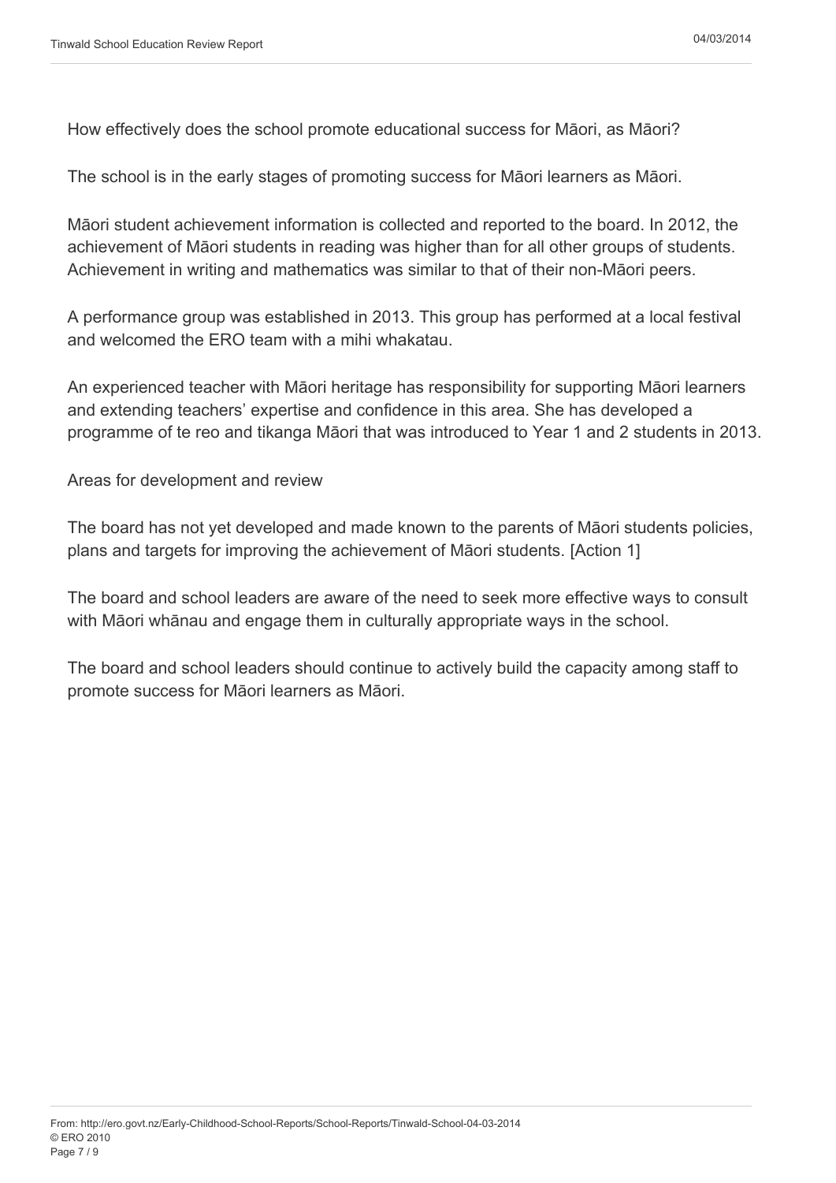### How effectively does the school promote educational success for Māori, as Māori?

The school is in the early stages of promoting success for Māori learners as Māori.

Māori student achievement information is collected and reported to the board. In 2012, the achievement of Māori students in reading was higher than for all other groups of students. Achievement in writing and mathematics was similar to that of their non-Māori peers.

A performance group was established in 2013. This group has performed at a local festival and welcomed the ERO team with a mihi whakatau.

An experienced teacher with Māori heritage has responsibility for supporting Māori learners and extending teachers' expertise and confidence in this area. She has developed a programme of te reo and tikanga Māori that was introduced to Year 1 and 2 students in 2013.

#### Areas for development and review

The board has not yet developed and made known to the parents of Māori students policies, plans and targets for improving the achievement of Māori students. [Action 1]

The board and school leaders are aware of the need to seek more effective ways to consult with Māori whānau and engage them in culturally appropriate ways in the school.

The board and school leaders should continue to actively build the capacity among staff to promote success for Māori learners as Māori.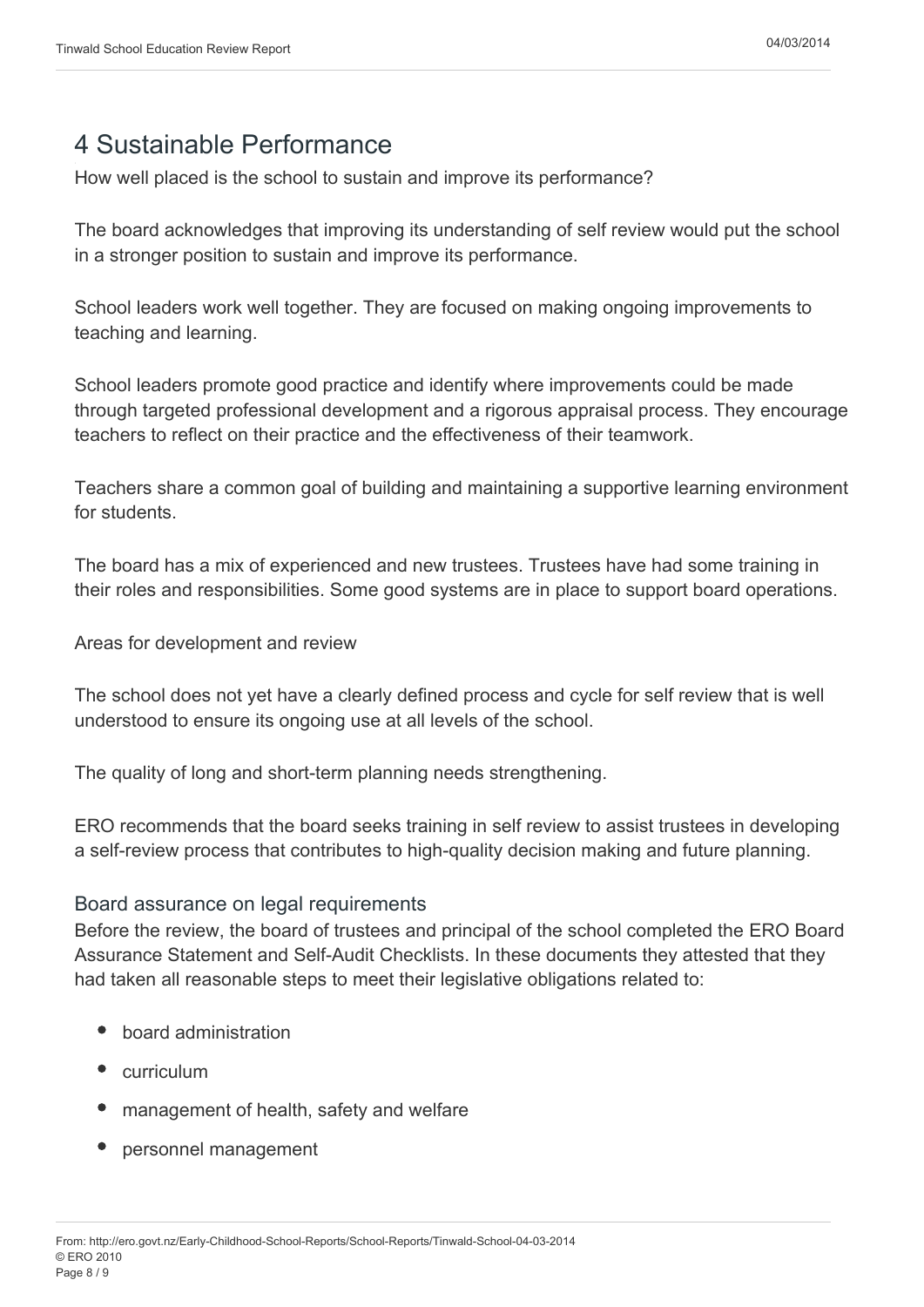# 4 Sustainable Performance

How well placed is the school to sustain and improve its performance?

The board acknowledges that improving its understanding of self review would put the school in a stronger position to sustain and improve its performance.

School leaders work well together. They are focused on making ongoing improvements to teaching and learning.

School leaders promote good practice and identify where improvements could be made through targeted professional development and a rigorous appraisal process. They encourage teachers to reflect on their practice and the effectiveness of their teamwork.

Teachers share a common goal of building and maintaining a supportive learning environment for students.

The board has a mix of experienced and new trustees. Trustees have had some training in their roles and responsibilities. Some good systems are in place to support board operations.

Areas for development and review

The school does not yet have a clearly defined process and cycle for self review that is well understood to ensure its ongoing use at all levels of the school.

The quality of long and short-term planning needs strengthening.

ERO recommends that the board seeks training in self review to assist trustees in developing a self-review process that contributes to high-quality decision making and future planning.

## Board assurance on legal requirements

Before the review, the board of trustees and principal of the school completed the ERO Board Assurance Statement and Self-Audit Checklists. In these documents they attested that they had taken all reasonable steps to meet their legislative obligations related to:

- board administration
- curriculum
- management of health, safety and welfare
- personnel management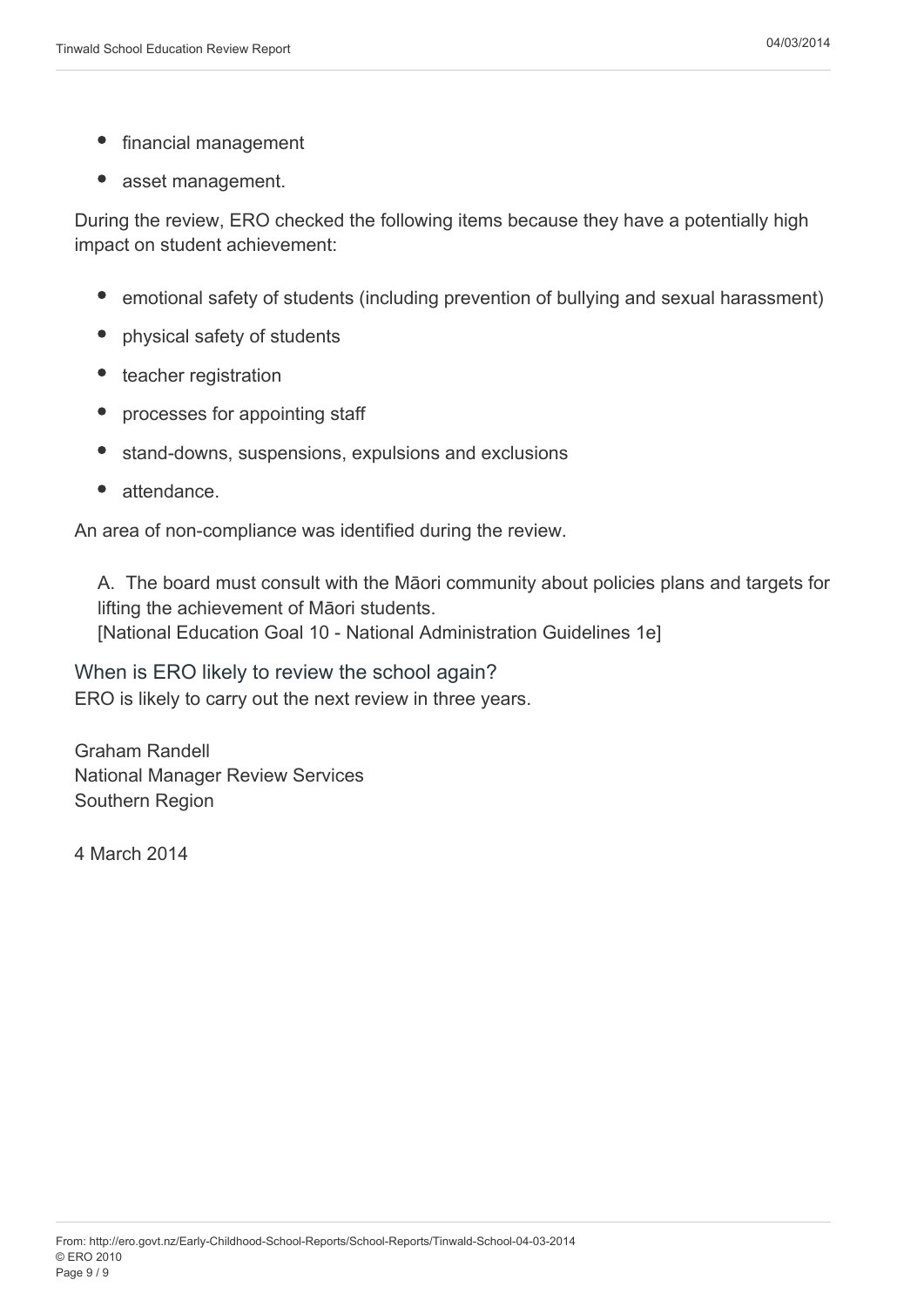- financial management
- asset management.

During the review, ERO checked the following items because they have a potentially high impact on student achievement:

- emotional safety of students (including prevention of bullying and sexual harassment)
- physical safety of students
- teacher registration
- processes for appointing staff
- stand-downs, suspensions, expulsions and exclusions
- attendance.

An area of non-compliance was identified during the review.

> A. The board must consult with the Māori community about policies plans and targets for lifting the achievement of Māori students.
> [National Education Goal 10 - National Administration Guidelines 1e]

## When is ERO likely to review the school again?

ERO is likely to carry out the next review in three years.

Graham Randell
National Manager Review Services
Southern Region

4 March 2014